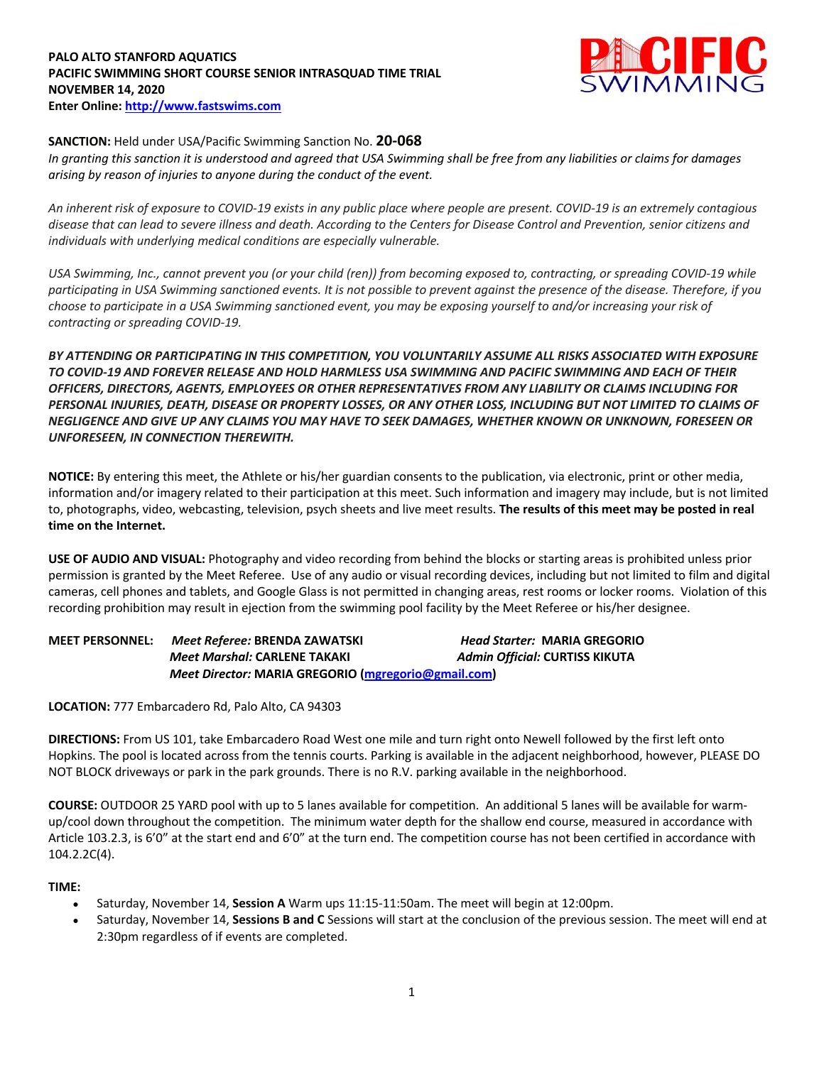**PALO ALTO STANFORD AQUATICS**
**PACIFIC SWIMMING SHORT COURSE SENIOR INTRASQUAD TIME TRIAL**
**NOVEMBER 14, 2020**
**Enter Online: http://www.fastswims.com**

**SANCTION:** Held under USA/Pacific Swimming Sanction No. **20-068**
*In granting this sanction it is understood and agreed that USA Swimming shall be free from any liabilities or claims for damages arising by reason of injuries to anyone during the conduct of the event.*

*An inherent risk of exposure to COVID-19 exists in any public place where people are present. COVID-19 is an extremely contagious disease that can lead to severe illness and death. According to the Centers for Disease Control and Prevention, senior citizens and individuals with underlying medical conditions are especially vulnerable.*

*USA Swimming, Inc., cannot prevent you (or your child (ren)) from becoming exposed to, contracting, or spreading COVID-19 while participating in USA Swimming sanctioned events. It is not possible to prevent against the presence of the disease. Therefore, if you choose to participate in a USA Swimming sanctioned event, you may be exposing yourself to and/or increasing your risk of contracting or spreading COVID-19.*

***BY ATTENDING OR PARTICIPATING IN THIS COMPETITION, YOU VOLUNTARILY ASSUME ALL RISKS ASSOCIATED WITH EXPOSURE TO COVID-19 AND FOREVER RELEASE AND HOLD HARMLESS USA SWIMMING AND PACIFIC SWIMMING AND EACH OF THEIR OFFICERS, DIRECTORS, AGENTS, EMPLOYEES OR OTHER REPRESENTATIVES FROM ANY LIABILITY OR CLAIMS INCLUDING FOR PERSONAL INJURIES, DEATH, DISEASE OR PROPERTY LOSSES, OR ANY OTHER LOSS, INCLUDING BUT NOT LIMITED TO CLAIMS OF NEGLIGENCE AND GIVE UP ANY CLAIMS YOU MAY HAVE TO SEEK DAMAGES, WHETHER KNOWN OR UNKNOWN, FORESEEN OR UNFORESEEN, IN CONNECTION THEREWITH.***

**NOTICE:** By entering this meet, the Athlete or his/her guardian consents to the publication, via electronic, print or other media, information and/or imagery related to their participation at this meet. Such information and imagery may include, but is not limited to, photographs, video, webcasting, television, psych sheets and live meet results. **The results of this meet may be posted in real time on the Internet.**

**USE OF AUDIO AND VISUAL:** Photography and video recording from behind the blocks or starting areas is prohibited unless prior permission is granted by the Meet Referee. Use of any audio or visual recording devices, including but not limited to film and digital cameras, cell phones and tablets, and Google Glass is not permitted in changing areas, rest rooms or locker rooms. Violation of this recording prohibition may result in ejection from the swimming pool facility by the Meet Referee or his/her designee.

**MEET PERSONNEL:** *Meet Referee:* **BRENDA ZAWATSKI** *Head Starter:* **MARIA GREGORIO**
*Meet Marshal:* **CARLENE TAKAKI** *Admin Official:* **CURTISS KIKUTA**
*Meet Director:* **MARIA GREGORIO (mgregorio@gmail.com)**

**LOCATION:** 777 Embarcadero Rd, Palo Alto, CA 94303

**DIRECTIONS:** From US 101, take Embarcadero Road West one mile and turn right onto Newell followed by the first left onto Hopkins. The pool is located across from the tennis courts. Parking is available in the adjacent neighborhood, however, PLEASE DO NOT BLOCK driveways or park in the park grounds. There is no R.V. parking available in the neighborhood.

**COURSE:** OUTDOOR 25 YARD pool with up to 5 lanes available for competition. An additional 5 lanes will be available for warm-up/cool down throughout the competition. The minimum water depth for the shallow end course, measured in accordance with Article 103.2.3, is 6'0" at the start end and 6'0" at the turn end. The competition course has not been certified in accordance with 104.2.2C(4).

**TIME:**

- Saturday, November 14, **Session A** Warm ups 11:15-11:50am. The meet will begin at 12:00pm.
- Saturday, November 14, **Sessions B and C** Sessions will start at the conclusion of the previous session. The meet will end at 2:30pm regardless of if events are completed.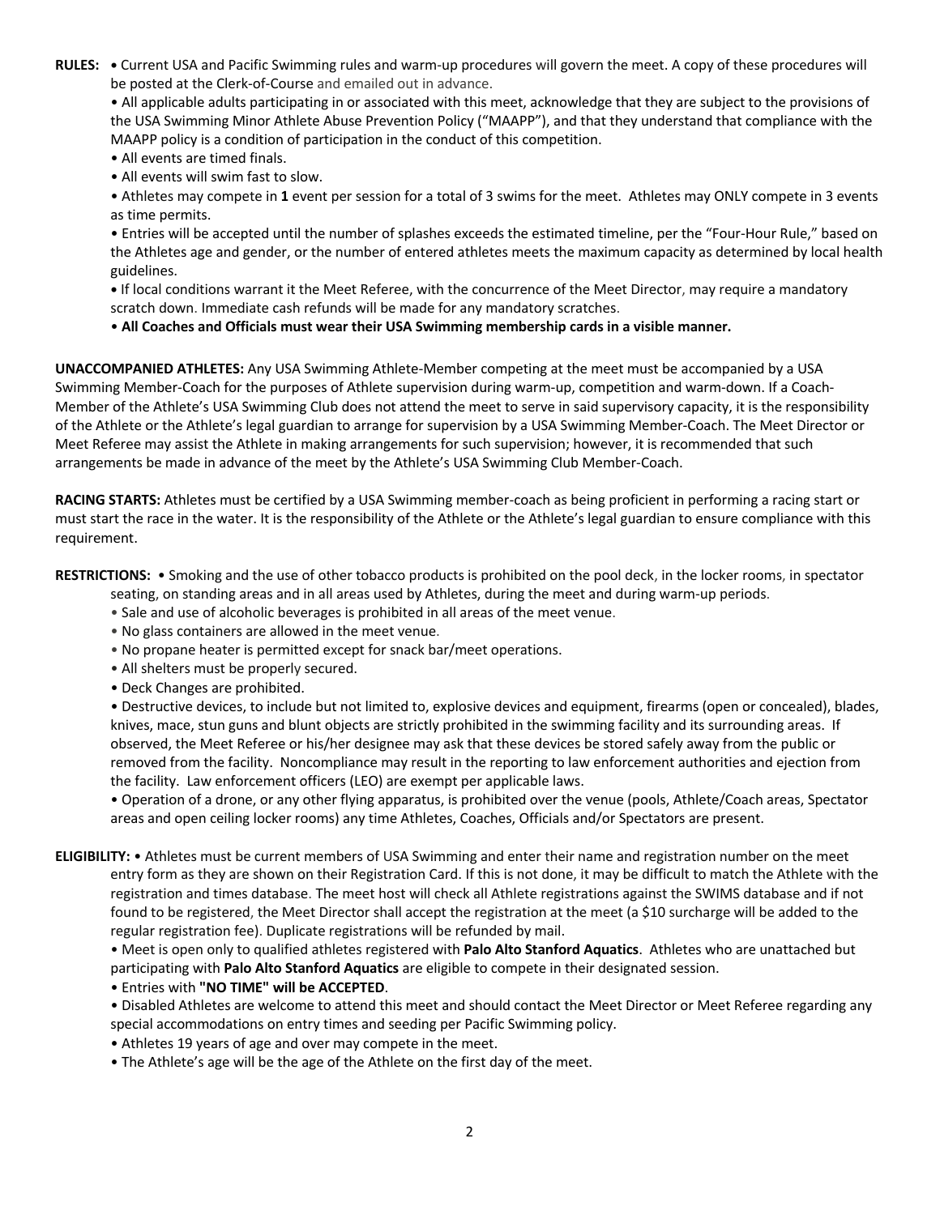**RULES:** • Current USA and Pacific Swimming rules and warm-up procedures will govern the meet. A copy of these procedures will be posted at the Clerk-of-Course and emailed out in advance.

• All applicable adults participating in or associated with this meet, acknowledge that they are subject to the provisions of the USA Swimming Minor Athlete Abuse Prevention Policy ("MAAPP"), and that they understand that compliance with the MAAPP policy is a condition of participation in the conduct of this competition.

• All events are timed finals.

• All events will swim fast to slow.

• Athletes may compete in **1** event per session for a total of 3 swims for the meet. Athletes may ONLY compete in 3 events as time permits.

• Entries will be accepted until the number of splashes exceeds the estimated timeline, per the "Four-Hour Rule," based on the Athletes age and gender, or the number of entered athletes meets the maximum capacity as determined by local health guidelines.

• If local conditions warrant it the Meet Referee, with the concurrence of the Meet Director, may require a mandatory scratch down. Immediate cash refunds will be made for any mandatory scratches.

• **All Coaches and Officials must wear their USA Swimming membership cards in a visible manner.**

**UNACCOMPANIED ATHLETES:** Any USA Swimming Athlete-Member competing at the meet must be accompanied by a USA Swimming Member-Coach for the purposes of Athlete supervision during warm-up, competition and warm-down. If a Coach-Member of the Athlete's USA Swimming Club does not attend the meet to serve in said supervisory capacity, it is the responsibility of the Athlete or the Athlete's legal guardian to arrange for supervision by a USA Swimming Member-Coach. The Meet Director or Meet Referee may assist the Athlete in making arrangements for such supervision; however, it is recommended that such arrangements be made in advance of the meet by the Athlete's USA Swimming Club Member-Coach.

**RACING STARTS:** Athletes must be certified by a USA Swimming member-coach as being proficient in performing a racing start or must start the race in the water. It is the responsibility of the Athlete or the Athlete's legal guardian to ensure compliance with this requirement.

**RESTRICTIONS:** • Smoking and the use of other tobacco products is prohibited on the pool deck, in the locker rooms, in spectator seating, on standing areas and in all areas used by Athletes, during the meet and during warm-up periods.

• Sale and use of alcoholic beverages is prohibited in all areas of the meet venue.

• No glass containers are allowed in the meet venue.

• No propane heater is permitted except for snack bar/meet operations.

• All shelters must be properly secured.

• Deck Changes are prohibited.

• Destructive devices, to include but not limited to, explosive devices and equipment, firearms (open or concealed), blades, knives, mace, stun guns and blunt objects are strictly prohibited in the swimming facility and its surrounding areas. If observed, the Meet Referee or his/her designee may ask that these devices be stored safely away from the public or removed from the facility. Noncompliance may result in the reporting to law enforcement authorities and ejection from the facility. Law enforcement officers (LEO) are exempt per applicable laws.

• Operation of a drone, or any other flying apparatus, is prohibited over the venue (pools, Athlete/Coach areas, Spectator areas and open ceiling locker rooms) any time Athletes, Coaches, Officials and/or Spectators are present.

**ELIGIBILITY:** • Athletes must be current members of USA Swimming and enter their name and registration number on the meet entry form as they are shown on their Registration Card. If this is not done, it may be difficult to match the Athlete with the registration and times database. The meet host will check all Athlete registrations against the SWIMS database and if not found to be registered, the Meet Director shall accept the registration at the meet (a $10 surcharge will be added to the regular registration fee). Duplicate registrations will be refunded by mail.

• Meet is open only to qualified athletes registered with **Palo Alto Stanford Aquatics**. Athletes who are unattached but participating with **Palo Alto Stanford Aquatics** are eligible to compete in their designated session.

• Entries with **"NO TIME" will be ACCEPTED**.

• Disabled Athletes are welcome to attend this meet and should contact the Meet Director or Meet Referee regarding any special accommodations on entry times and seeding per Pacific Swimming policy.

• Athletes 19 years of age and over may compete in the meet.

• The Athlete's age will be the age of the Athlete on the first day of the meet.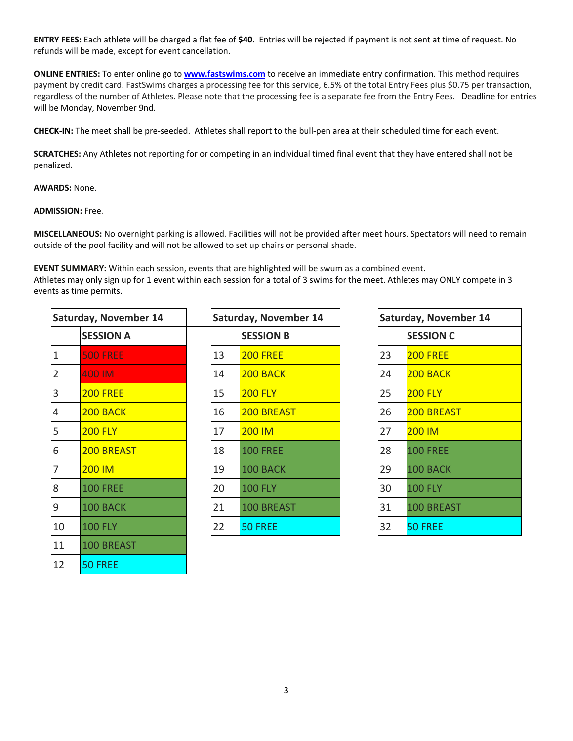**ENTRY FEES:** Each athlete will be charged a flat fee of **$40**. Entries will be rejected if payment is not sent at time of request. No refunds will be made, except for event cancellation.

**ONLINE ENTRIES:** To enter online go to **www.fastswims.com** to receive an immediate entry confirmation. This method requires payment by credit card. FastSwims charges a processing fee for this service, 6.5% of the total Entry Fees plus $0.75 per transaction, regardless of the number of Athletes. Please note that the processing fee is a separate fee from the Entry Fees. Deadline for entries will be Monday, November 9nd.

**CHECK-IN:** The meet shall be pre-seeded. Athletes shall report to the bull-pen area at their scheduled time for each event.

**SCRATCHES:** Any Athletes not reporting for or competing in an individual timed final event that they have entered shall not be penalized.

**AWARDS:** None.

**ADMISSION:** Free.

**MISCELLANEOUS:** No overnight parking is allowed. Facilities will not be provided after meet hours. Spectators will need to remain outside of the pool facility and will not be allowed to set up chairs or personal shade.

**EVENT SUMMARY:** Within each session, events that are highlighted will be swum as a combined event.
Athletes may only sign up for 1 event within each session for a total of 3 swims for the meet. Athletes may ONLY compete in 3 events as time permits.

| Saturday, November 14 | |
|---|---|
| | **SESSION A** |
| 1 | 500 FREE |
| 2 | 400 IM |
| 3 | 200 FREE |
| 4 | 200 BACK |
| 5 | 200 FLY |
| 6 | 200 BREAST |
| 7 | 200 IM |
| 8 | 100 FREE |
| 9 | 100 BACK |
| 10 | 100 FLY |
| 11 | 100 BREAST |
| 12 | 50 FREE |

| Saturday, November 14 | |
|---|---|
| | **SESSION B** |
| 13 | 200 FREE |
| 14 | 200 BACK |
| 15 | 200 FLY |
| 16 | 200 BREAST |
| 17 | 200 IM |
| 18 | 100 FREE |
| 19 | 100 BACK |
| 20 | 100 FLY |
| 21 | 100 BREAST |
| 22 | 50 FREE |

| Saturday, November 14 | |
|---|---|
| | **SESSION C** |
| 23 | 200 FREE |
| 24 | 200 BACK |
| 25 | 200 FLY |
| 26 | 200 BREAST |
| 27 | 200 IM |
| 28 | 100 FREE |
| 29 | 100 BACK |
| 30 | 100 FLY |
| 31 | 100 BREAST |
| 32 | 50 FREE |